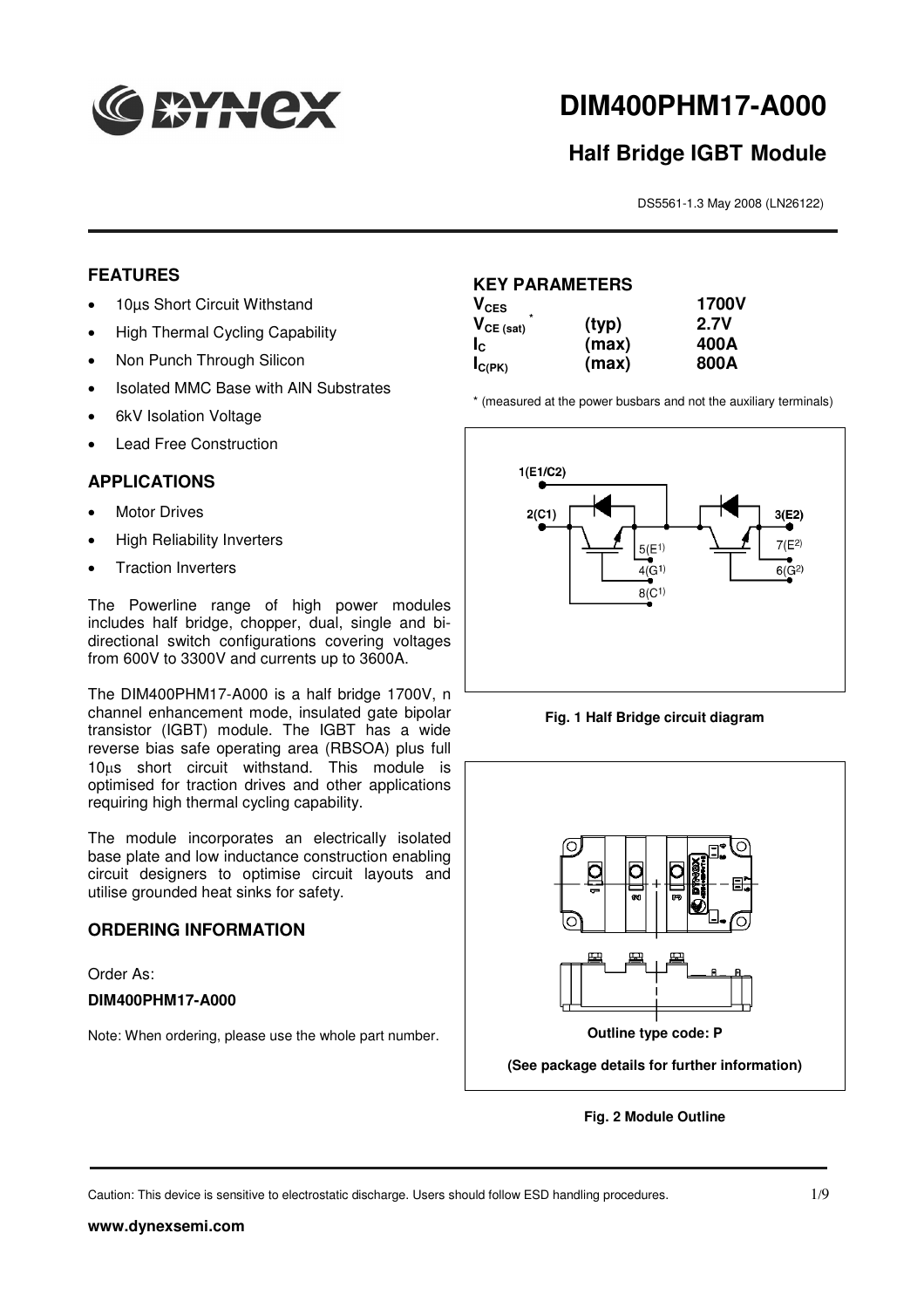# DIM400PHM17-A000

## Half Bridge IGBT Module

DS5561-1.3 May 2008 (LN26122)

## FEATURES

- 10µs Short Circuit Withstand
- High Thermal Cycling Capability
- Non Punch Through Silicon
- Isolated MMC Base with AlN Substrates
- 6kV Isolation Voltage
- Lead Free Construction

## APPLICATIONS

- Motor Drives
- High Reliability Inverters
- Traction Inverters

The Powerline range of high power modules includes half bridge, chopper, dual, single and bi-directional switch configurations covering voltages from 600V to 3300V and currents up to 3600A.

The DIM400PHM17-A000 is a half bridge 1700V, n channel enhancement mode, insulated gate bipolar transistor (IGBT) module. The IGBT has a wide reverse bias safe operating area (RBSOA) plus full 10µs short circuit withstand. This module is optimised for traction drives and other applications requiring high thermal cycling capability.

The module incorporates an electrically isolated base plate and low inductance construction enabling circuit designers to optimise circuit layouts and utilise grounded heat sinks for safety.

## ORDERING INFORMATION

Order As:

**DIM400PHM17-A000**

Note: When ordering, please use the whole part number.

## KEY PARAMETERS

| | | |
|---|---|---|
| $V_{CES}$ | | 1700V |
| $V_{CE(sat)}$ * | (typ) | 2.7V |
| $I_C$ | (max) | 400A |
| $I_{C(PK)}$ | (max) | 800A |

* (measured at the power busbars and not the auxiliary terminals)

1(E1/C2) 2(C1) 3(E2) 5(E1) 4(G1) 8(C1) 7(E2) 6(G2)

**Fig. 1 Half Bridge circuit diagram**

Outline type code: P

(See package details for further information)

**Fig. 2 Module Outline**

Caution: This device is sensitive to electrostatic discharge. Users should follow ESD handling procedures.

www.dynexsemi.com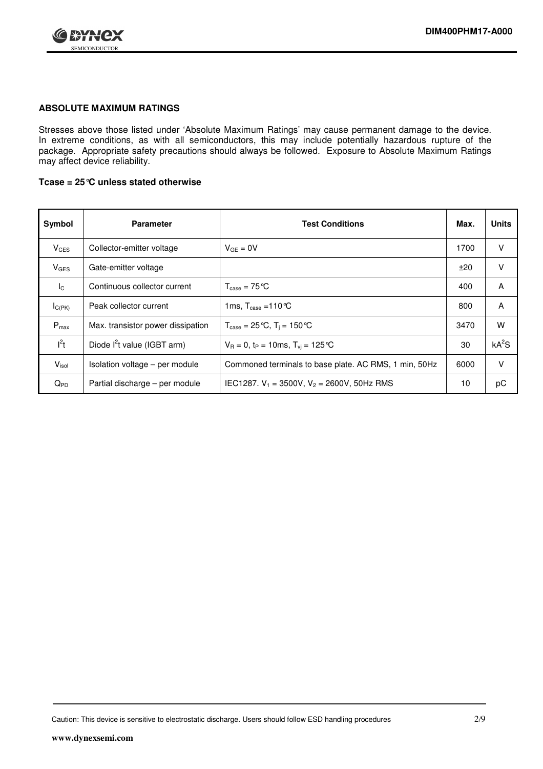## ABSOLUTE MAXIMUM RATINGS

Stresses above those listed under 'Absolute Maximum Ratings' may cause permanent damage to the device. In extreme conditions, as with all semiconductors, this may include potentially hazardous rupture of the package. Appropriate safety precautions should always be followed. Exposure to Absolute Maximum Ratings may affect device reliability.

**Tcase = 25°C unless stated otherwise**

| Symbol | Parameter | Test Conditions | Max. | Units |
|---|---|---|---|---|
| $V_{CES}$ | Collector-emitter voltage | $V_{GE}$ = 0V | 1700 | V |
| $V_{GES}$ | Gate-emitter voltage | | ±20 | V |
| $I_C$ | Continuous collector current | $T_{case}$ = 75°C | 400 | A |
| $I_{C(PK)}$ | Peak collector current | 1ms, $T_{case}$ =110°C | 800 | A |
| $P_{max}$ | Max. transistor power dissipation | $T_{case}$ = 25°C, $T_j$ = 150°C | 3470 | W |
| $I^2t$ | Diode $I^2t$ value (IGBT arm) | $V_R$ = 0, $t_P$ = 10ms, $T_{vj}$ = 125°C | 30 | $kA^2S$ |
| $V_{isol}$ | Isolation voltage – per module | Commoned terminals to base plate. AC RMS, 1 min, 50Hz | 6000 | V |
| $Q_{PD}$ | Partial discharge – per module | IEC1287. $V_1$ = 3500V, $V_2$ = 2600V, 50Hz RMS | 10 | pC |

Caution: This device is sensitive to electrostatic discharge. Users should follow ESD handling procedures

www.dynexsemi.com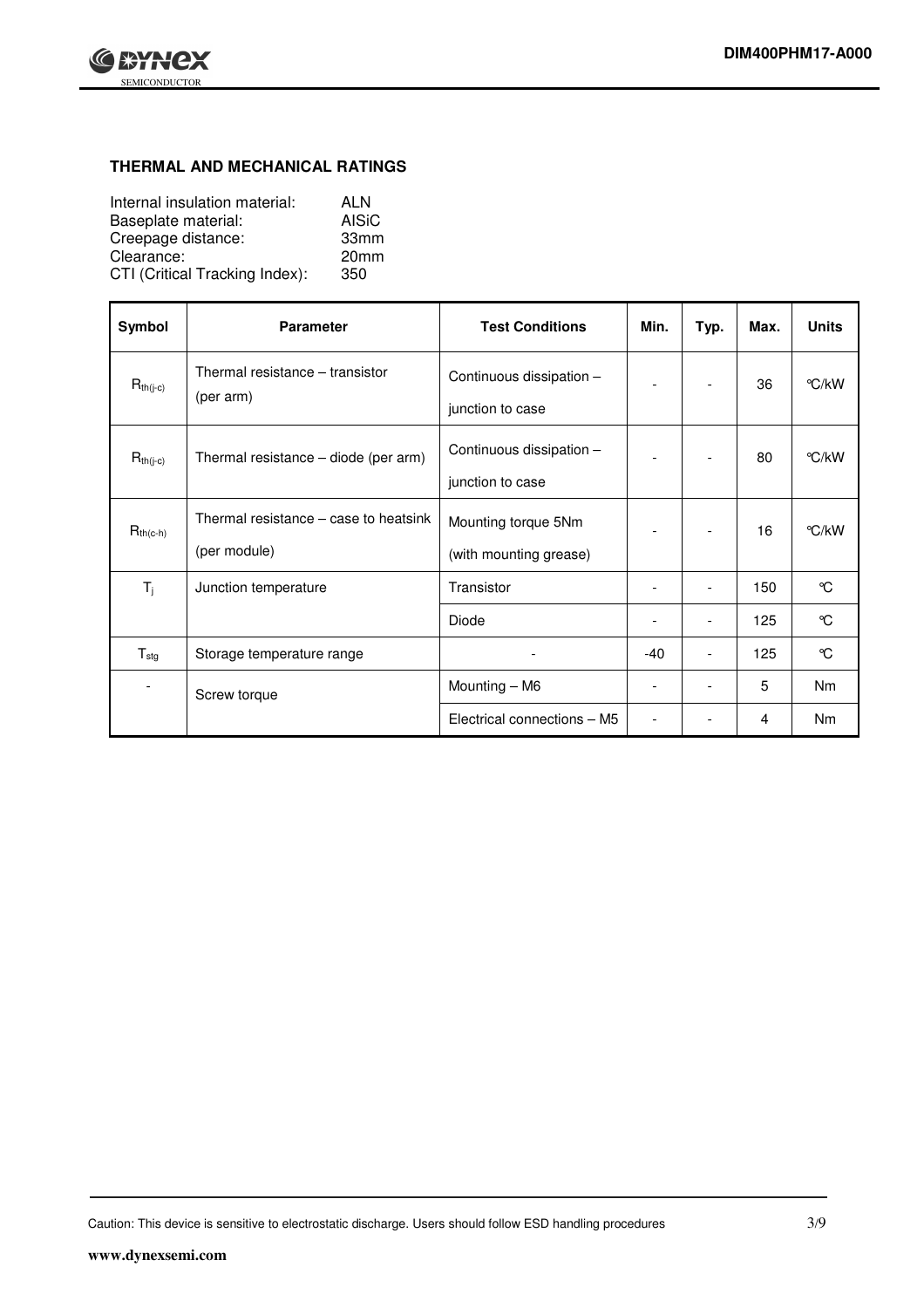## THERMAL AND MECHANICAL RATINGS

Internal insulation material: ALN
Baseplate material: AlSiC
Creepage distance: 33mm
Clearance: 20mm
CTI (Critical Tracking Index): 350

| Symbol | Parameter | Test Conditions | Min. | Typ. | Max. | Units |
|---|---|---|---|---|---|---|
| $R_{th(j-c)}$ | Thermal resistance – transistor (per arm) | Continuous dissipation – junction to case | - | - | 36 | °C/kW |
| $R_{th(j-c)}$ | Thermal resistance – diode (per arm) | Continuous dissipation – junction to case | - | - | 80 | °C/kW |
| $R_{th(c-h)}$ | Thermal resistance – case to heatsink (per module) | Mounting torque 5Nm (with mounting grease) | - | - | 16 | °C/kW |
| $T_j$ | Junction temperature | Transistor | - | - | 150 | °C |
| | | Diode | - | - | 125 | °C |
| $T_{stg}$ | Storage temperature range | - | -40 | - | 125 | °C |
| - | Screw torque | Mounting – M6 | - | - | 5 | Nm |
| | | Electrical connections – M5 | - | - | 4 | Nm |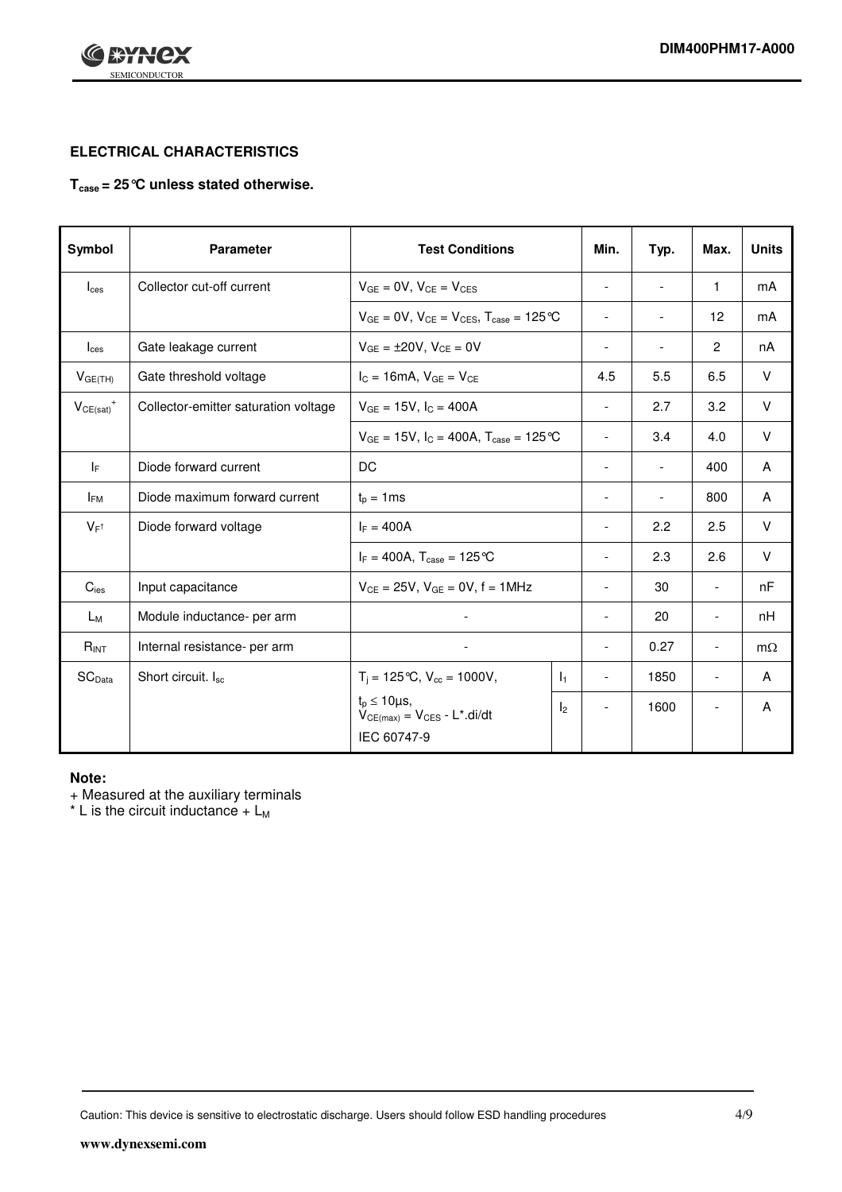## ELECTRICAL CHARACTERISTICS

**$T_{case}$ = 25°C unless stated otherwise.**

| Symbol | Parameter | Test Conditions | | Min. | Typ. | Max. | Units |
|---|---|---|---|---|---|---|---|
| $I_{ces}$ | Collector cut-off current | $V_{GE}$ = 0V, $V_{CE}$ = $V_{CES}$ | | - | - | 1 | mA |
| | | $V_{GE}$ = 0V, $V_{CE}$ = $V_{CES}$, $T_{case}$ = 125°C | | - | - | 12 | mA |
| $I_{ces}$ | Gate leakage current | $V_{GE}$ = ±20V, $V_{CE}$ = 0V | | - | - | 2 | nA |
| $V_{GE(TH)}$ | Gate threshold voltage | $I_C$ = 16mA, $V_{GE}$ = $V_{CE}$ | | 4.5 | 5.5 | 6.5 | V |
| $V_{CE(sat)}{}^{+}$ | Collector-emitter saturation voltage | $V_{GE}$ = 15V, $I_C$ = 400A | | - | 2.7 | 3.2 | V |
| | | $V_{GE}$ = 15V, $I_C$ = 400A, $T_{case}$ = 125°C | | - | 3.4 | 4.0 | V |
| $I_F$ | Diode forward current | DC | | - | - | 400 | A |
| $I_{FM}$ | Diode maximum forward current | $t_p$ = 1ms | | - | - | 800 | A |
| $V_F$† | Diode forward voltage | $I_F$ = 400A | | - | 2.2 | 2.5 | V |
| | | $I_F$ = 400A, $T_{case}$ = 125°C | | - | 2.3 | 2.6 | V |
| $C_{ies}$ | Input capacitance | $V_{CE}$ = 25V, $V_{GE}$ = 0V, f = 1MHz | | - | 30 | - | nF |
| $L_M$ | Module inductance- per arm | - | | - | 20 | - | nH |
| $R_{INT}$ | Internal resistance- per arm | - | | - | 0.27 | - | mΩ |
| $SC_{Data}$ | Short circuit. $I_{sc}$ | $T_j$ = 125°C, $V_{cc}$ = 1000V, | $I_1$ | - | 1850 | - | A |
| | | $t_p \leq$ 10μs, $V_{CE(max)}$ = $V_{CES}$ - L*.di/dt IEC 60747-9 | $I_2$ | - | 1600 | - | A |

**Note:**

+ Measured at the auxiliary terminals
* L is the circuit inductance + $L_M$

Caution: This device is sensitive to electrostatic discharge. Users should follow ESD handling procedures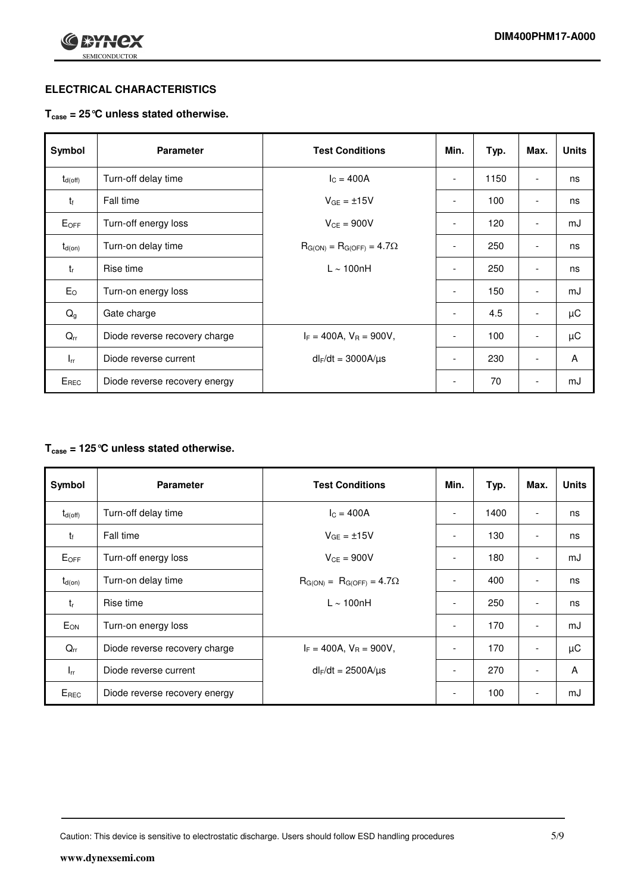## ELECTRICAL CHARACTERISTICS

### $T_{case}$ = 25°C unless stated otherwise.

| Symbol | Parameter | Test Conditions | Min. | Typ. | Max. | Units |
|---|---|---|---|---|---|---|
| $t_{d(off)}$ | Turn-off delay time | $I_C$ = 400A | - | 1150 | - | ns |
| $t_f$ | Fall time | $V_{GE}$ = ±15V | - | 100 | - | ns |
| $E_{OFF}$ | Turn-off energy loss | $V_{CE}$ = 900V | - | 120 | - | mJ |
| $t_{d(on)}$ | Turn-on delay time | $R_{G(ON)} = R_{G(OFF)} = 4.7\Omega$ | - | 250 | - | ns |
| $t_r$ | Rise time | L ~ 100nH | - | 250 | - | ns |
| $E_O$ | Turn-on energy loss | | - | 150 | - | mJ |
| $Q_g$ | Gate charge | | - | 4.5 | - | μC |
| $Q_{rr}$ | Diode reverse recovery charge | $I_F$ = 400A, $V_R$ = 900V, | - | 100 | - | μC |
| $I_{rr}$ | Diode reverse current | $dI_F/dt$ = 3000A/μs | - | 230 | - | A |
| $E_{REC}$ | Diode reverse recovery energy | | - | 70 | - | mJ |

### $T_{case}$ = 125°C unless stated otherwise.

| Symbol | Parameter | Test Conditions | Min. | Typ. | Max. | Units |
|---|---|---|---|---|---|---|
| $t_{d(off)}$ | Turn-off delay time | $I_C$ = 400A | - | 1400 | - | ns |
| $t_f$ | Fall time | $V_{GE}$ = ±15V | - | 130 | - | ns |
| $E_{OFF}$ | Turn-off energy loss | $V_{CE}$ = 900V | - | 180 | - | mJ |
| $t_{d(on)}$ | Turn-on delay time | $R_{G(ON)} = R_{G(OFF)} = 4.7\Omega$ | - | 400 | - | ns |
| $t_r$ | Rise time | L ~ 100nH | - | 250 | - | ns |
| $E_{ON}$ | Turn-on energy loss | | - | 170 | - | mJ |
| $Q_{rr}$ | Diode reverse recovery charge | $I_F$ = 400A, $V_R$ = 900V, | - | 170 | - | μC |
| $I_{rr}$ | Diode reverse current | $dI_F/dt$ = 2500A/μs | - | 270 | - | A |
| $E_{REC}$ | Diode reverse recovery energy | | - | 100 | - | mJ |

Caution: This device is sensitive to electrostatic discharge. Users should follow ESD handling procedures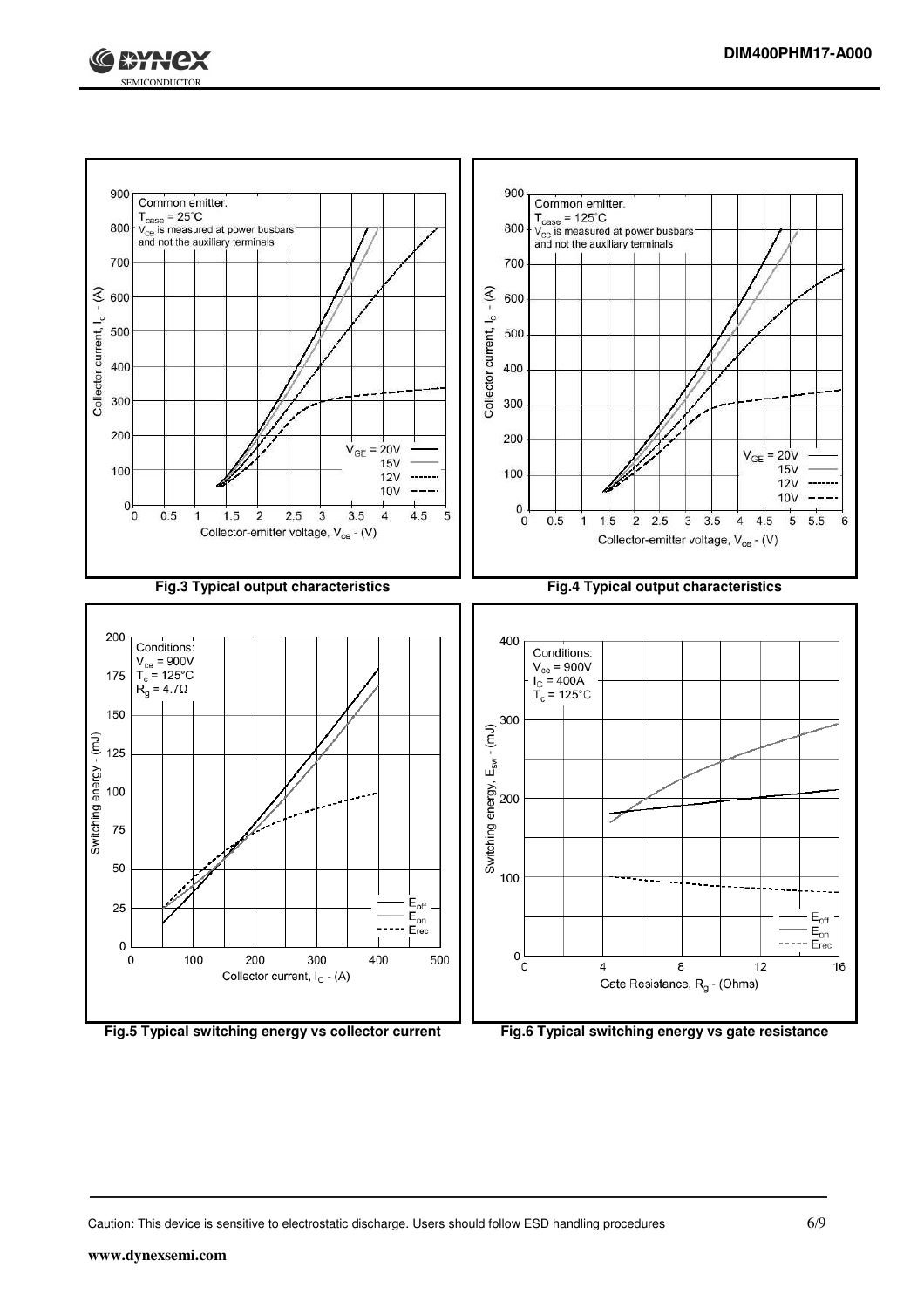Common emitter.
$T_{case}$ = 25°C
$V_{ce}$ is measured at power busbars and not the auxiliary terminals

$V_{GE}$ = 20V, 15V, 12V, 10V

Collector current, $I_c$ - (A)

Collector-emitter voltage, $V_{ce}$ - (V)

**Fig.3 Typical output characteristics**

Common emitter.
$T_{case}$ = 125°C
$V_{ce}$ is measured at power busbars and not the auxiliary terminals

$V_{GE}$ = 20V, 15V, 12V, 10V

Collector current, $I_c$ - (A)

Collector-emitter voltage, $V_{ce}$ - (V)

**Fig.4 Typical output characteristics**

Conditions:
$V_{ce}$ = 900V
$T_c$ = 125°C
$R_g$ = 4.7Ω

$E_{off}$, $E_{on}$, $E_{rec}$

Switching energy - (mJ)

Collector current, $I_C$ - (A)

**Fig.5 Typical switching energy vs collector current**

Conditions:
$V_{ce}$ = 900V
$I_C$ = 400A
$T_c$ = 125°C

$E_{off}$, $E_{on}$, $E_{rec}$

Switching energy, $E_{sw}$ - (mJ)

Gate Resistance, $R_g$ - (Ohms)

**Fig.6 Typical switching energy vs gate resistance**

Caution: This device is sensitive to electrostatic discharge. Users should follow ESD handling procedures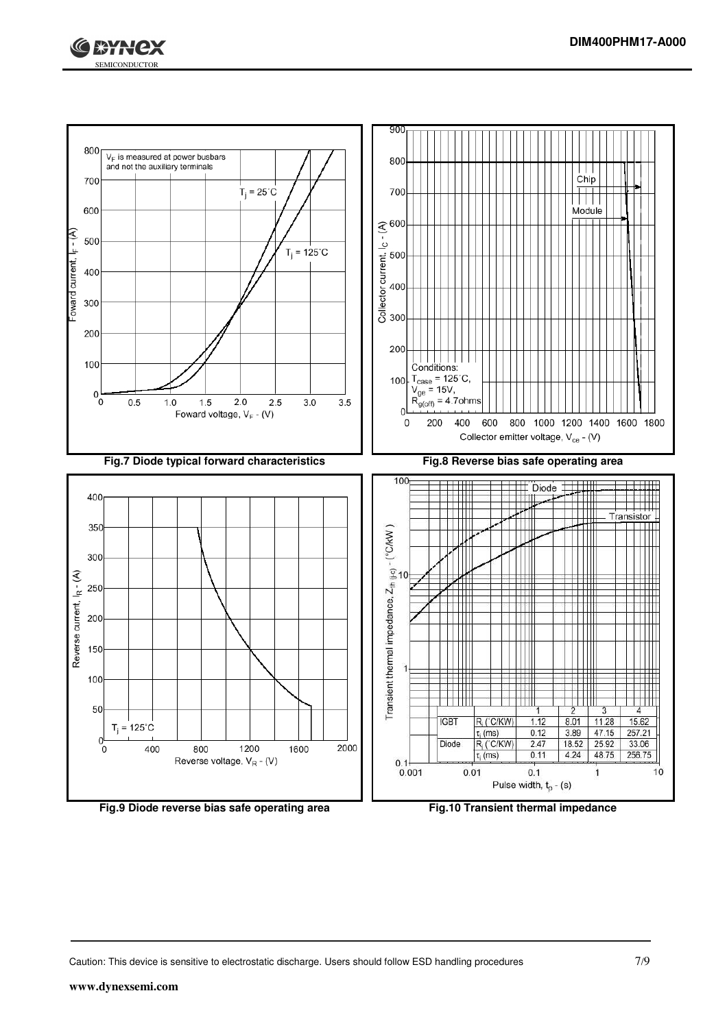$V_F$ is measured at power busbars and not the auxiliary terminals

Fig.7 Diode typical forward characteristics

Conditions: $T_{case} = 125^\circ C$, $V_{ge} = 15V$, $R_{g(off)} = 4.7ohms$

Fig.8 Reverse bias safe operating area

$T_j = 125^\circ C$

Fig.9 Diode reverse bias safe operating area

| | | 1 | 2 | 3 | 4 |
|---|---|---|---|---|---|
| IGBT | $R_i$ (°C/KW) | 1.12 | 8.01 | 11.28 | 15.62 |
| | $\tau_i$ (ms) | 0.12 | 3.89 | 47.15 | 257.21 |
| Diode | $R_i$ (°C/KW) | 2.47 | 18.52 | 25.92 | 33.06 |
| | $\tau_i$ (ms) | 0.11 | 4.24 | 48.75 | 256.75 |

Fig.10 Transient thermal impedance

Caution: This device is sensitive to electrostatic discharge. Users should follow ESD handling procedures

www.dynexsemi.com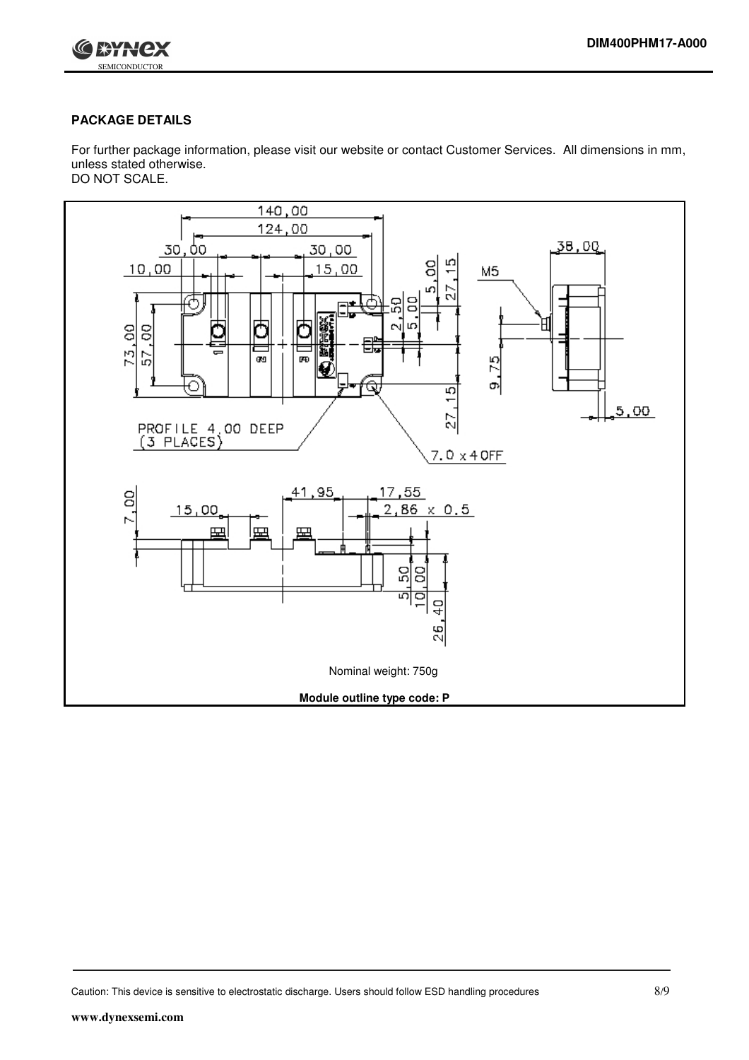## PACKAGE DETAILS

For further package information, please visit our website or contact Customer Services. All dimensions in mm, unless stated otherwise.
DO NOT SCALE.

Nominal weight: 750g

**Module outline type code: P**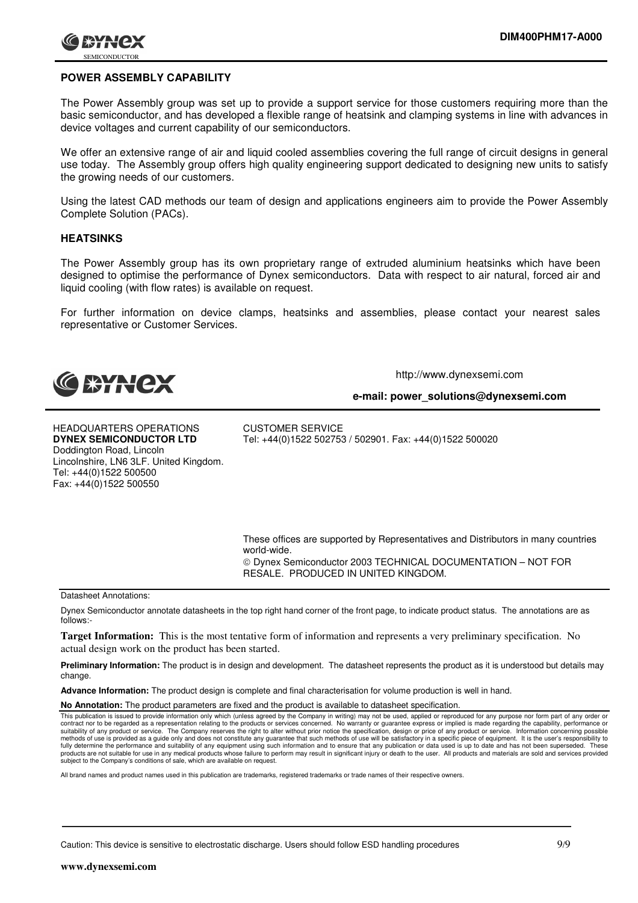## POWER ASSEMBLY CAPABILITY

The Power Assembly group was set up to provide a support service for those customers requiring more than the basic semiconductor, and has developed a flexible range of heatsink and clamping systems in line with advances in device voltages and current capability of our semiconductors.

We offer an extensive range of air and liquid cooled assemblies covering the full range of circuit designs in general use today. The Assembly group offers high quality engineering support dedicated to designing new units to satisfy the growing needs of our customers.

Using the latest CAD methods our team of design and applications engineers aim to provide the Power Assembly Complete Solution (PACs).

## HEATSINKS

The Power Assembly group has its own proprietary range of extruded aluminium heatsinks which have been designed to optimise the performance of Dynex semiconductors. Data with respect to air natural, forced air and liquid cooling (with flow rates) is available on request.

For further information on device clamps, heatsinks and assemblies, please contact your nearest sales representative or Customer Services.

http://www.dynexsemi.com

**e-mail: power_solutions@dynexsemi.com**

HEADQUARTERS OPERATIONS
**DYNEX SEMICONDUCTOR LTD**
Doddington Road, Lincoln
Lincolnshire, LN6 3LF. United Kingdom.
Tel: +44(0)1522 500500
Fax: +44(0)1522 500550

CUSTOMER SERVICE
Tel: +44(0)1522 502753 / 502901. Fax: +44(0)1522 500020

These offices are supported by Representatives and Distributors in many countries world-wide.
© Dynex Semiconductor 2003 TECHNICAL DOCUMENTATION – NOT FOR RESALE. PRODUCED IN UNITED KINGDOM.

Datasheet Annotations:

Dynex Semiconductor annotate datasheets in the top right hand corner of the front page, to indicate product status. The annotations are as follows:-

**Target Information:** This is the most tentative form of information and represents a very preliminary specification. No actual design work on the product has been started.

**Preliminary Information:** The product is in design and development. The datasheet represents the product as it is understood but details may change.

**Advance Information:** The product design is complete and final characterisation for volume production is well in hand.

**No Annotation:** The product parameters are fixed and the product is available to datasheet specification.

This publication is issued to provide information only which (unless agreed by the Company in writing) may not be used, applied or reproduced for any purpose nor form part of any order or contract nor to be regarded as a representation relating to the products or services concerned. No warranty or guarantee express or implied is made regarding the capability, performance or suitability of any product or service. The Company reserves the right to alter without prior notice the specification, design or price of any product or service. Information concerning possible methods of use is provided as a guide only and does not constitute any guarantee that such methods of use will be satisfactory in a specific piece of equipment. It is the user's responsibility to fully determine the performance and suitability of any equipment using such information and to ensure that any publication or data used is up to date and has not been superseded. These products are not suitable for use in any medical products whose failure to perform may result in significant injury or death to the user. All products and materials are sold and services provided subject to the Company's conditions of sale, which are available on request.

All brand names and product names used in this publication are trademarks, registered trademarks or trade names of their respective owners.

Caution: This device is sensitive to electrostatic discharge. Users should follow ESD handling procedures